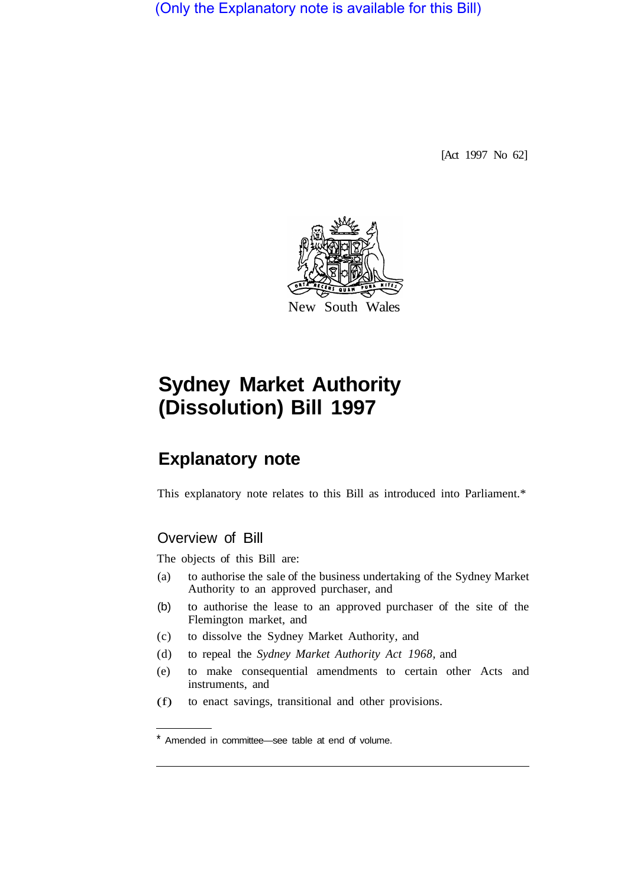(Only the Explanatory note is available for this Bill)

[Act 1997 No 62]

New South Wales

# Sydney Market Authority (Dissolution) Bill 1997

## Explanatory note

This explanatory note relates to this Bill as introduced into Parliament.*

### Overview of Bill

The objects of this Bill are:

(a) to authorise the sale of the business undertaking of the Sydney Market Authority to an approved purchaser, and

(b) to authorise the lease to an approved purchaser of the site of the Flemington market, and

(c) to dissolve the Sydney Market Authority, and

(d) to repeal the *Sydney Market Authority Act 1968,* and

(e) to make consequential amendments to certain other Acts and instruments, and

(f) to enact savings, transitional and other provisions.

* Amended in committee—see table at end of volume.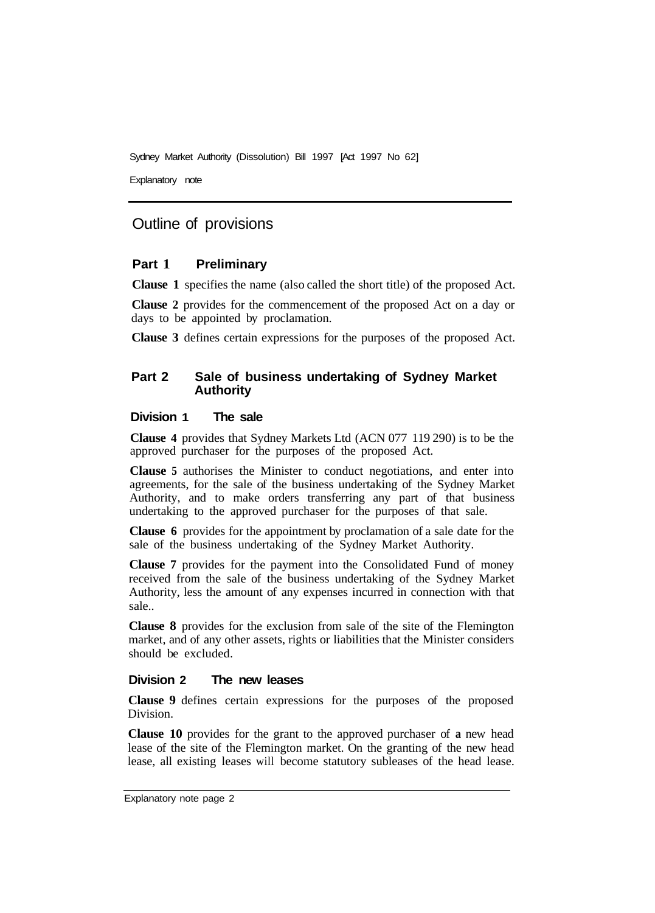## Outline of provisions

### Part 1 Preliminary

**Clause 1** specifies the name (also called the short title) of the proposed Act.

**Clause 2** provides for the commencement of the proposed Act on a day or days to be appointed by proclamation.

**Clause 3** defines certain expressions for the purposes of the proposed Act.

### Part 2 Sale of business undertaking of Sydney Market Authority

#### Division 1 The sale

**Clause 4** provides that Sydney Markets Ltd (ACN 077 119 290) is to be the approved purchaser for the purposes of the proposed Act.

**Clause 5** authorises the Minister to conduct negotiations, and enter into agreements, for the sale of the business undertaking of the Sydney Market Authority, and to make orders transferring any part of that business undertaking to the approved purchaser for the purposes of that sale.

**Clause 6** provides for the appointment by proclamation of a sale date for the sale of the business undertaking of the Sydney Market Authority.

**Clause 7** provides for the payment into the Consolidated Fund of money received from the sale of the business undertaking of the Sydney Market Authority, less the amount of any expenses incurred in connection with that sale..

**Clause 8** provides for the exclusion from sale of the site of the Flemington market, and of any other assets, rights or liabilities that the Minister considers should be excluded.

#### Division 2 The new leases

**Clause 9** defines certain expressions for the purposes of the proposed Division.

**Clause 10** provides for the grant to the approved purchaser of **a** new head lease of the site of the Flemington market. On the granting of the new head lease, all existing leases will become statutory subleases of the head lease.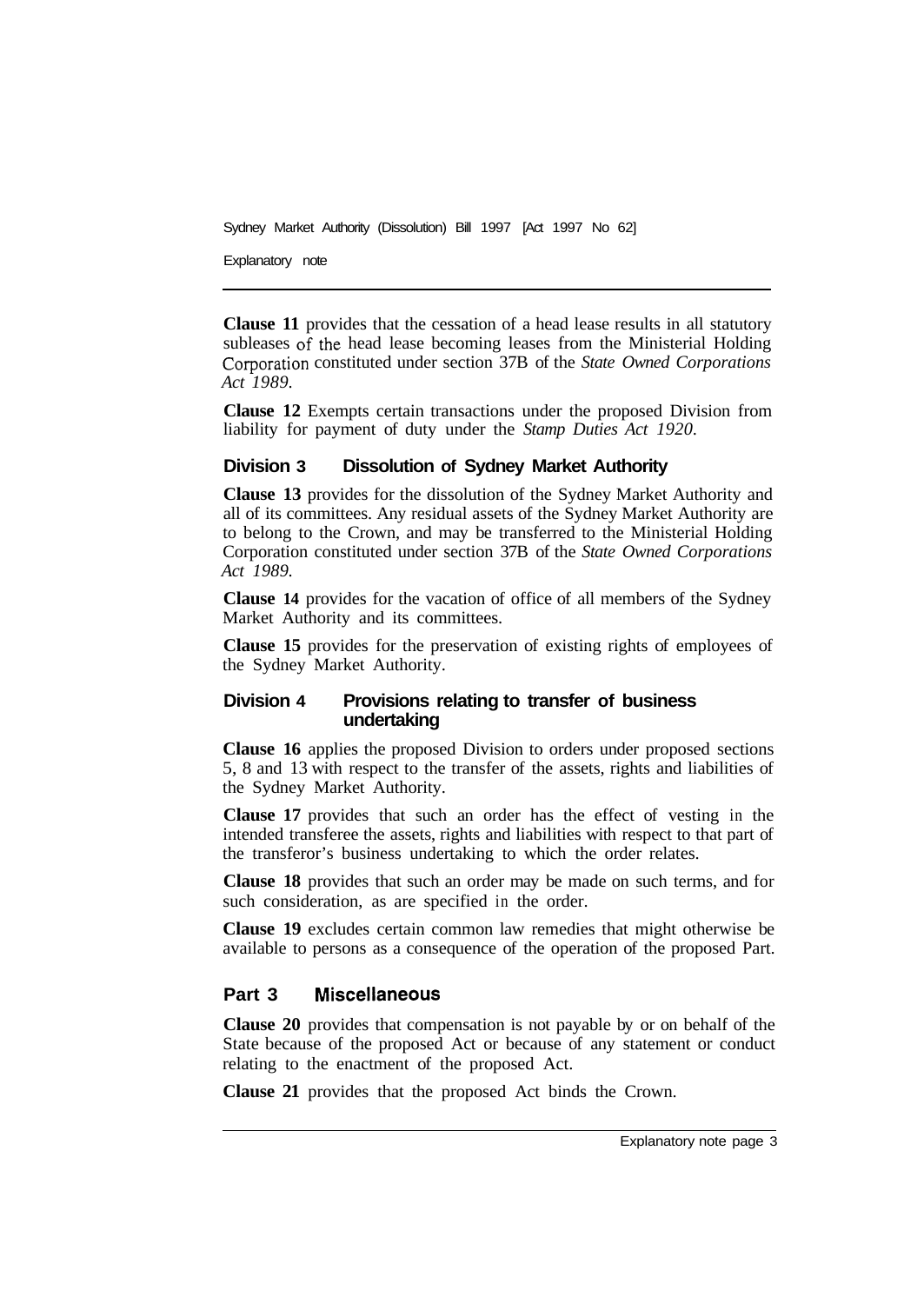**Clause 11** provides that the cessation of a head lease results in all statutory subleases of the head lease becoming leases from the Ministerial Holding Corporation constituted under section 37B of the *State Owned Corporations Act 1989*.

**Clause 12** Exempts certain transactions under the proposed Division from liability for payment of duty under the *Stamp Duties Act 1920*.

### Division 3 Dissolution of Sydney Market Authority

**Clause 13** provides for the dissolution of the Sydney Market Authority and all of its committees. Any residual assets of the Sydney Market Authority are to belong to the Crown, and may be transferred to the Ministerial Holding Corporation constituted under section 37B of the *State Owned Corporations Act 1989*.

**Clause 14** provides for the vacation of office of all members of the Sydney Market Authority and its committees.

**Clause 15** provides for the preservation of existing rights of employees of the Sydney Market Authority.

### Division 4 Provisions relating to transfer of business undertaking

**Clause 16** applies the proposed Division to orders under proposed sections 5, 8 and 13 with respect to the transfer of the assets, rights and liabilities of the Sydney Market Authority.

**Clause 17** provides that such an order has the effect of vesting in the intended transferee the assets, rights and liabilities with respect to that part of the transferor's business undertaking to which the order relates.

**Clause 18** provides that such an order may be made on such terms, and for such consideration, as are specified in the order.

**Clause 19** excludes certain common law remedies that might otherwise be available to persons as a consequence of the operation of the proposed Part.

## Part 3 Miscellaneous

**Clause 20** provides that compensation is not payable by or on behalf of the State because of the proposed Act or because of any statement or conduct relating to the enactment of the proposed Act.

**Clause 21** provides that the proposed Act binds the Crown.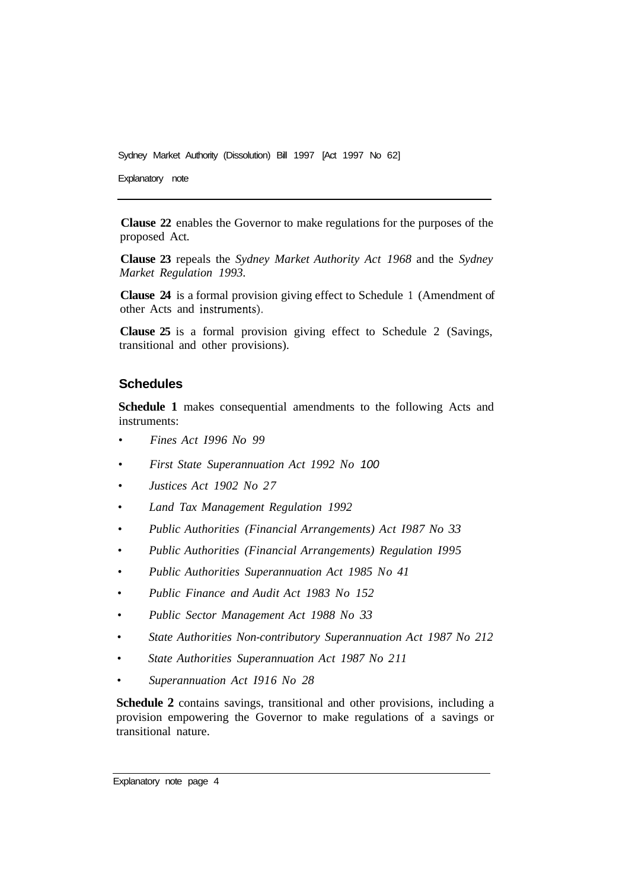**Clause 22** enables the Governor to make regulations for the purposes of the proposed Act.

**Clause 23** repeals the *Sydney Market Authority Act 1968* and the *Sydney Market Regulation 1993*.

**Clause 24** is a formal provision giving effect to Schedule 1 (Amendment of other Acts and instruments).

**Clause 25** is a formal provision giving effect to Schedule 2 (Savings, transitional and other provisions).

## Schedules

**Schedule 1** makes consequential amendments to the following Acts and instruments:

- *Fines Act 1996 No 99*
- *First State Superannuation Act 1992 No 100*
- *Justices Act 1902 No 27*
- *Land Tax Management Regulation 1992*
- *Public Authorities (Financial Arrangements) Act 1987 No 33*
- *Public Authorities (Financial Arrangements) Regulation 1995*
- *Public Authorities Superannuation Act 1985 No 41*
- *Public Finance and Audit Act 1983 No 152*
- *Public Sector Management Act 1988 No 33*
- *State Authorities Non-contributory Superannuation Act 1987 No 212*
- *State Authorities Superannuation Act 1987 No 211*
- *Superannuation Act 1916 No 28*

**Schedule 2** contains savings, transitional and other provisions, including a provision empowering the Governor to make regulations of a savings or transitional nature.